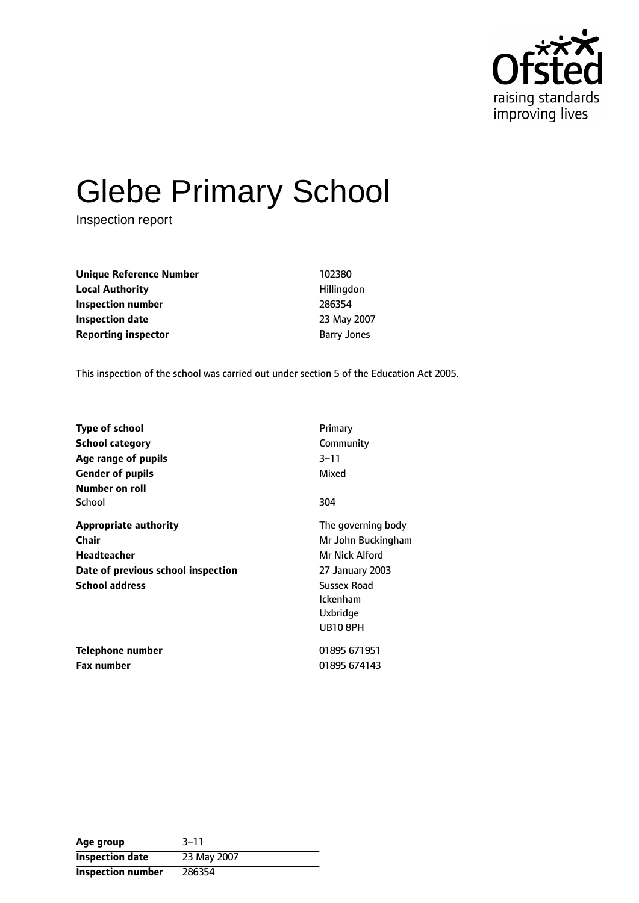Ofsted
raising standards
improving lives

# Glebe Primary School

Inspection report

| | |
|---|---|
| **Unique Reference Number** | 102380 |
| **Local Authority** | Hillingdon |
| **Inspection number** | 286354 |
| **Inspection date** | 23 May 2007 |
| **Reporting inspector** | Barry Jones |

This inspection of the school was carried out under section 5 of the Education Act 2005.

| | |
|---|---|
| **Type of school** | Primary |
| **School category** | Community |
| **Age range of pupils** | 3–11 |
| **Gender of pupils** | Mixed |
| **Number on roll** | |
| School | 304 |
| **Appropriate authority** | The governing body |
| **Chair** | Mr John Buckingham |
| **Headteacher** | Mr Nick Alford |
| **Date of previous school inspection** | 27 January 2003 |
| **School address** | Sussex Road<br>Ickenham<br>Uxbridge<br>UB10 8PH |
| **Telephone number** | 01895 671951 |
| **Fax number** | 01895 674143 |

| | |
|---|---|
| **Age group** | 3–11 |
| **Inspection date** | 23 May 2007 |
| **Inspection number** | 286354 |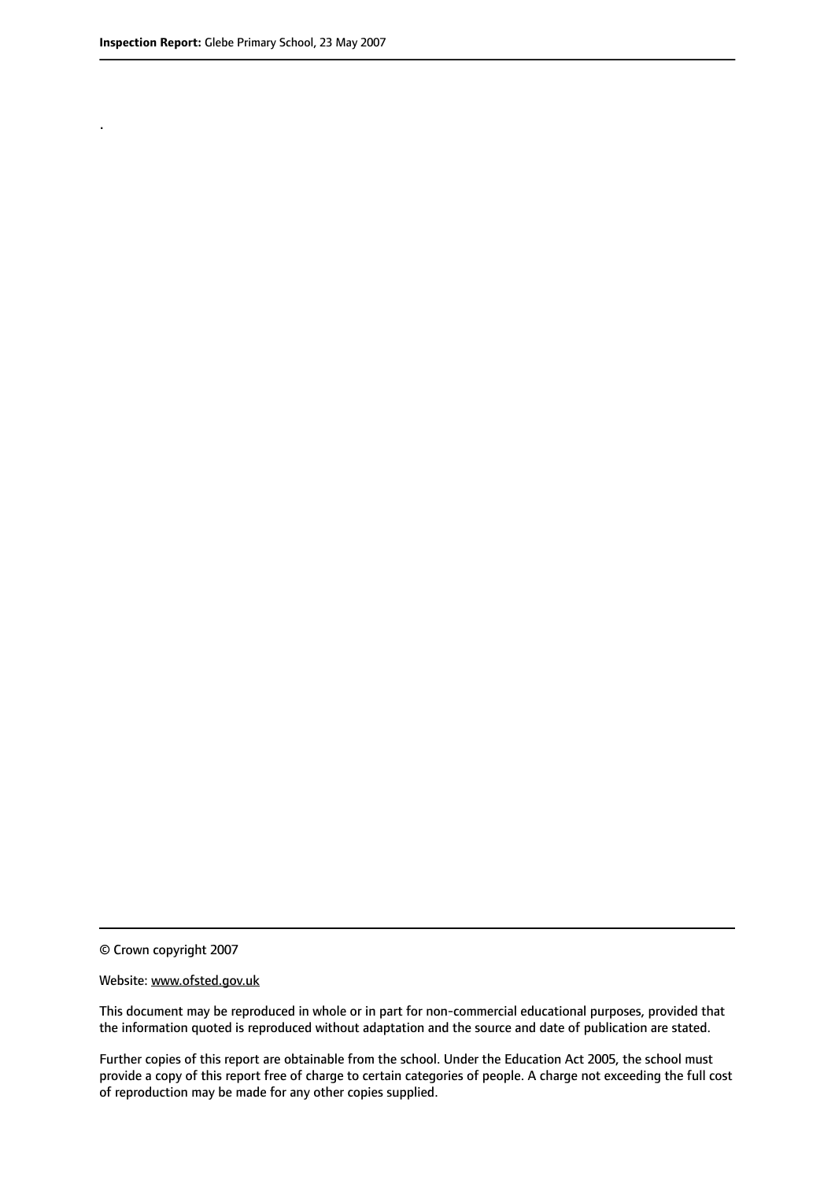.

© Crown copyright 2007

Website: www.ofsted.gov.uk

This document may be reproduced in whole or in part for non-commercial educational purposes, provided that the information quoted is reproduced without adaptation and the source and date of publication are stated.

Further copies of this report are obtainable from the school. Under the Education Act 2005, the school must provide a copy of this report free of charge to certain categories of people. A charge not exceeding the full cost of reproduction may be made for any other copies supplied.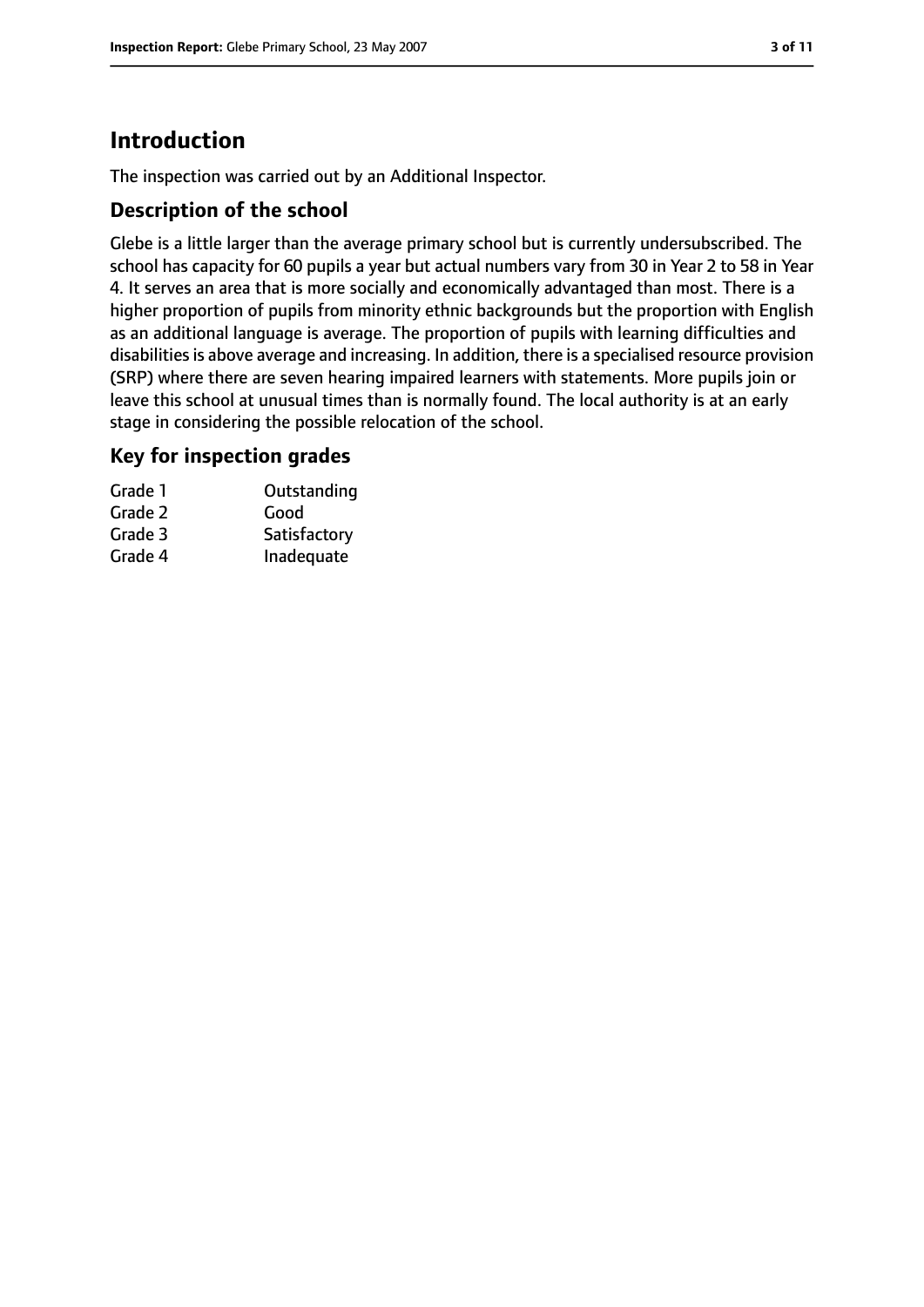# Introduction

The inspection was carried out by an Additional Inspector.

## Description of the school

Glebe is a little larger than the average primary school but is currently undersubscribed. The school has capacity for 60 pupils a year but actual numbers vary from 30 in Year 2 to 58 in Year 4. It serves an area that is more socially and economically advantaged than most. There is a higher proportion of pupils from minority ethnic backgrounds but the proportion with English as an additional language is average. The proportion of pupils with learning difficulties and disabilities is above average and increasing. In addition, there is a specialised resource provision (SRP) where there are seven hearing impaired learners with statements. More pupils join or leave this school at unusual times than is normally found. The local authority is at an early stage in considering the possible relocation of the school.

## Key for inspection grades

| | |
|---|---|
| Grade 1 | Outstanding |
| Grade 2 | Good |
| Grade 3 | Satisfactory |
| Grade 4 | Inadequate |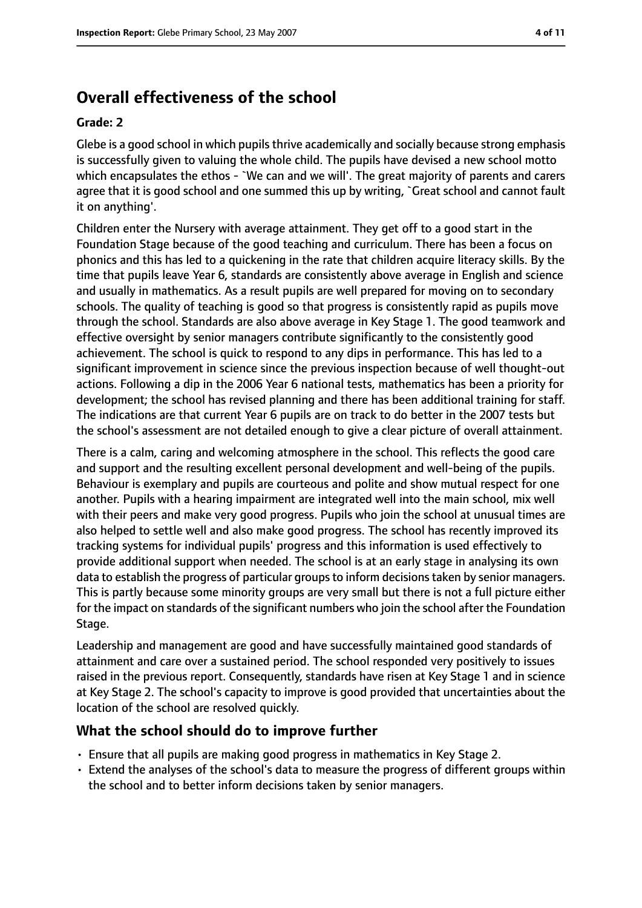## Overall effectiveness of the school

### Grade: 2

Glebe is a good school in which pupils thrive academically and socially because strong emphasis is successfully given to valuing the whole child. The pupils have devised a new school motto which encapsulates the ethos - `We can and we will'. The great majority of parents and carers agree that it is good school and one summed this up by writing, `Great school and cannot fault it on anything'.

Children enter the Nursery with average attainment. They get off to a good start in the Foundation Stage because of the good teaching and curriculum. There has been a focus on phonics and this has led to a quickening in the rate that children acquire literacy skills. By the time that pupils leave Year 6, standards are consistently above average in English and science and usually in mathematics. As a result pupils are well prepared for moving on to secondary schools. The quality of teaching is good so that progress is consistently rapid as pupils move through the school. Standards are also above average in Key Stage 1. The good teamwork and effective oversight by senior managers contribute significantly to the consistently good achievement. The school is quick to respond to any dips in performance. This has led to a significant improvement in science since the previous inspection because of well thought-out actions. Following a dip in the 2006 Year 6 national tests, mathematics has been a priority for development; the school has revised planning and there has been additional training for staff. The indications are that current Year 6 pupils are on track to do better in the 2007 tests but the school's assessment are not detailed enough to give a clear picture of overall attainment.

There is a calm, caring and welcoming atmosphere in the school. This reflects the good care and support and the resulting excellent personal development and well-being of the pupils. Behaviour is exemplary and pupils are courteous and polite and show mutual respect for one another. Pupils with a hearing impairment are integrated well into the main school, mix well with their peers and make very good progress. Pupils who join the school at unusual times are also helped to settle well and also make good progress. The school has recently improved its tracking systems for individual pupils' progress and this information is used effectively to provide additional support when needed. The school is at an early stage in analysing its own data to establish the progress of particular groups to inform decisions taken by senior managers. This is partly because some minority groups are very small but there is not a full picture either for the impact on standards of the significant numbers who join the school after the Foundation Stage.

Leadership and management are good and have successfully maintained good standards of attainment and care over a sustained period. The school responded very positively to issues raised in the previous report. Consequently, standards have risen at Key Stage 1 and in science at Key Stage 2. The school's capacity to improve is good provided that uncertainties about the location of the school are resolved quickly.

### What the school should do to improve further

- Ensure that all pupils are making good progress in mathematics in Key Stage 2.
- Extend the analyses of the school's data to measure the progress of different groups within the school and to better inform decisions taken by senior managers.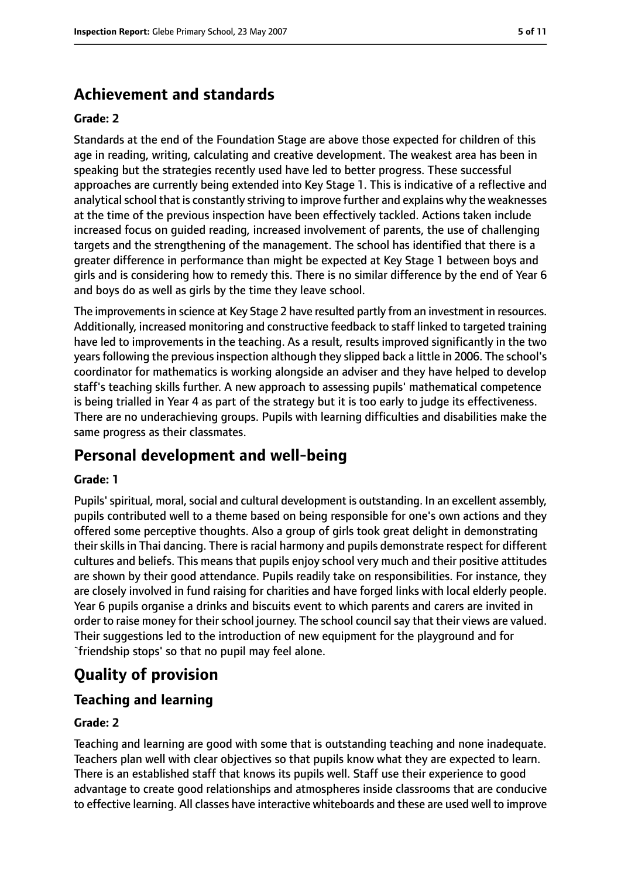## Achievement and standards

**Grade: 2**

Standards at the end of the Foundation Stage are above those expected for children of this age in reading, writing, calculating and creative development. The weakest area has been in speaking but the strategies recently used have led to better progress. These successful approaches are currently being extended into Key Stage 1. This is indicative of a reflective and analytical school that is constantly striving to improve further and explains why the weaknesses at the time of the previous inspection have been effectively tackled. Actions taken include increased focus on guided reading, increased involvement of parents, the use of challenging targets and the strengthening of the management. The school has identified that there is a greater difference in performance than might be expected at Key Stage 1 between boys and girls and is considering how to remedy this. There is no similar difference by the end of Year 6 and boys do as well as girls by the time they leave school.

The improvements in science at Key Stage 2 have resulted partly from an investment in resources. Additionally, increased monitoring and constructive feedback to staff linked to targeted training have led to improvements in the teaching. As a result, results improved significantly in the two years following the previous inspection although they slipped back a little in 2006. The school's coordinator for mathematics is working alongside an adviser and they have helped to develop staff's teaching skills further. A new approach to assessing pupils' mathematical competence is being trialled in Year 4 as part of the strategy but it is too early to judge its effectiveness. There are no underachieving groups. Pupils with learning difficulties and disabilities make the same progress as their classmates.

## Personal development and well-being

**Grade: 1**

Pupils' spiritual, moral, social and cultural development is outstanding. In an excellent assembly, pupils contributed well to a theme based on being responsible for one's own actions and they offered some perceptive thoughts. Also a group of girls took great delight in demonstrating their skills in Thai dancing. There is racial harmony and pupils demonstrate respect for different cultures and beliefs. This means that pupils enjoy school very much and their positive attitudes are shown by their good attendance. Pupils readily take on responsibilities. For instance, they are closely involved in fund raising for charities and have forged links with local elderly people. Year 6 pupils organise a drinks and biscuits event to which parents and carers are invited in order to raise money for their school journey. The school council say that their views are valued. Their suggestions led to the introduction of new equipment for the playground and for `friendship stops' so that no pupil may feel alone.

# Quality of provision

## Teaching and learning

**Grade: 2**

Teaching and learning are good with some that is outstanding teaching and none inadequate. Teachers plan well with clear objectives so that pupils know what they are expected to learn. There is an established staff that knows its pupils well. Staff use their experience to good advantage to create good relationships and atmospheres inside classrooms that are conducive to effective learning. All classes have interactive whiteboards and these are used well to improve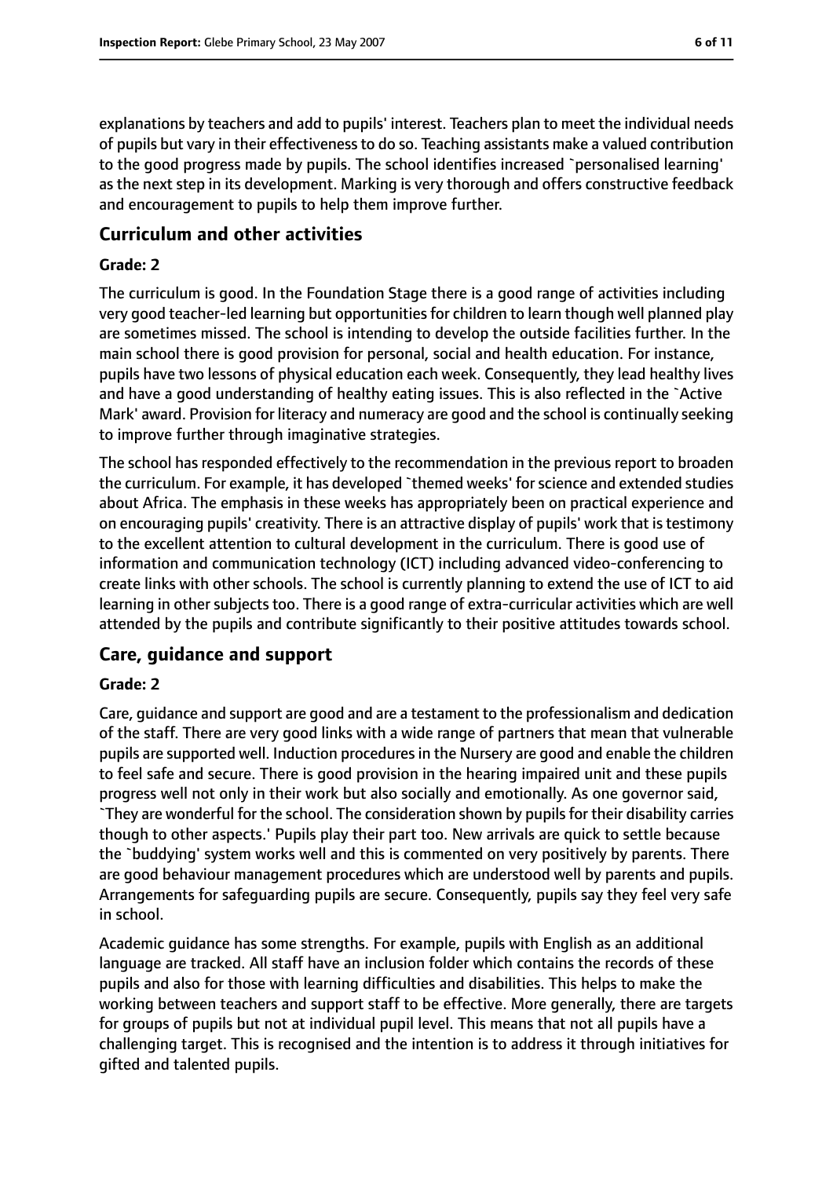explanations by teachers and add to pupils' interest. Teachers plan to meet the individual needs of pupils but vary in their effectiveness to do so. Teaching assistants make a valued contribution to the good progress made by pupils. The school identifies increased `personalised learning' as the next step in its development. Marking is very thorough and offers constructive feedback and encouragement to pupils to help them improve further.

## Curriculum and other activities

### Grade: 2

The curriculum is good. In the Foundation Stage there is a good range of activities including very good teacher-led learning but opportunities for children to learn though well planned play are sometimes missed. The school is intending to develop the outside facilities further. In the main school there is good provision for personal, social and health education. For instance, pupils have two lessons of physical education each week. Consequently, they lead healthy lives and have a good understanding of healthy eating issues. This is also reflected in the `Active Mark' award. Provision for literacy and numeracy are good and the school is continually seeking to improve further through imaginative strategies.

The school has responded effectively to the recommendation in the previous report to broaden the curriculum. For example, it has developed `themed weeks' for science and extended studies about Africa. The emphasis in these weeks has appropriately been on practical experience and on encouraging pupils' creativity. There is an attractive display of pupils' work that is testimony to the excellent attention to cultural development in the curriculum. There is good use of information and communication technology (ICT) including advanced video-conferencing to create links with other schools. The school is currently planning to extend the use of ICT to aid learning in other subjects too. There is a good range of extra-curricular activities which are well attended by the pupils and contribute significantly to their positive attitudes towards school.

## Care, guidance and support

### Grade: 2

Care, guidance and support are good and are a testament to the professionalism and dedication of the staff. There are very good links with a wide range of partners that mean that vulnerable pupils are supported well. Induction procedures in the Nursery are good and enable the children to feel safe and secure. There is good provision in the hearing impaired unit and these pupils progress well not only in their work but also socially and emotionally. As one governor said, `They are wonderful for the school. The consideration shown by pupils for their disability carries though to other aspects.' Pupils play their part too. New arrivals are quick to settle because the `buddying' system works well and this is commented on very positively by parents. There are good behaviour management procedures which are understood well by parents and pupils. Arrangements for safeguarding pupils are secure. Consequently, pupils say they feel very safe in school.

Academic guidance has some strengths. For example, pupils with English as an additional language are tracked. All staff have an inclusion folder which contains the records of these pupils and also for those with learning difficulties and disabilities. This helps to make the working between teachers and support staff to be effective. More generally, there are targets for groups of pupils but not at individual pupil level. This means that not all pupils have a challenging target. This is recognised and the intention is to address it through initiatives for gifted and talented pupils.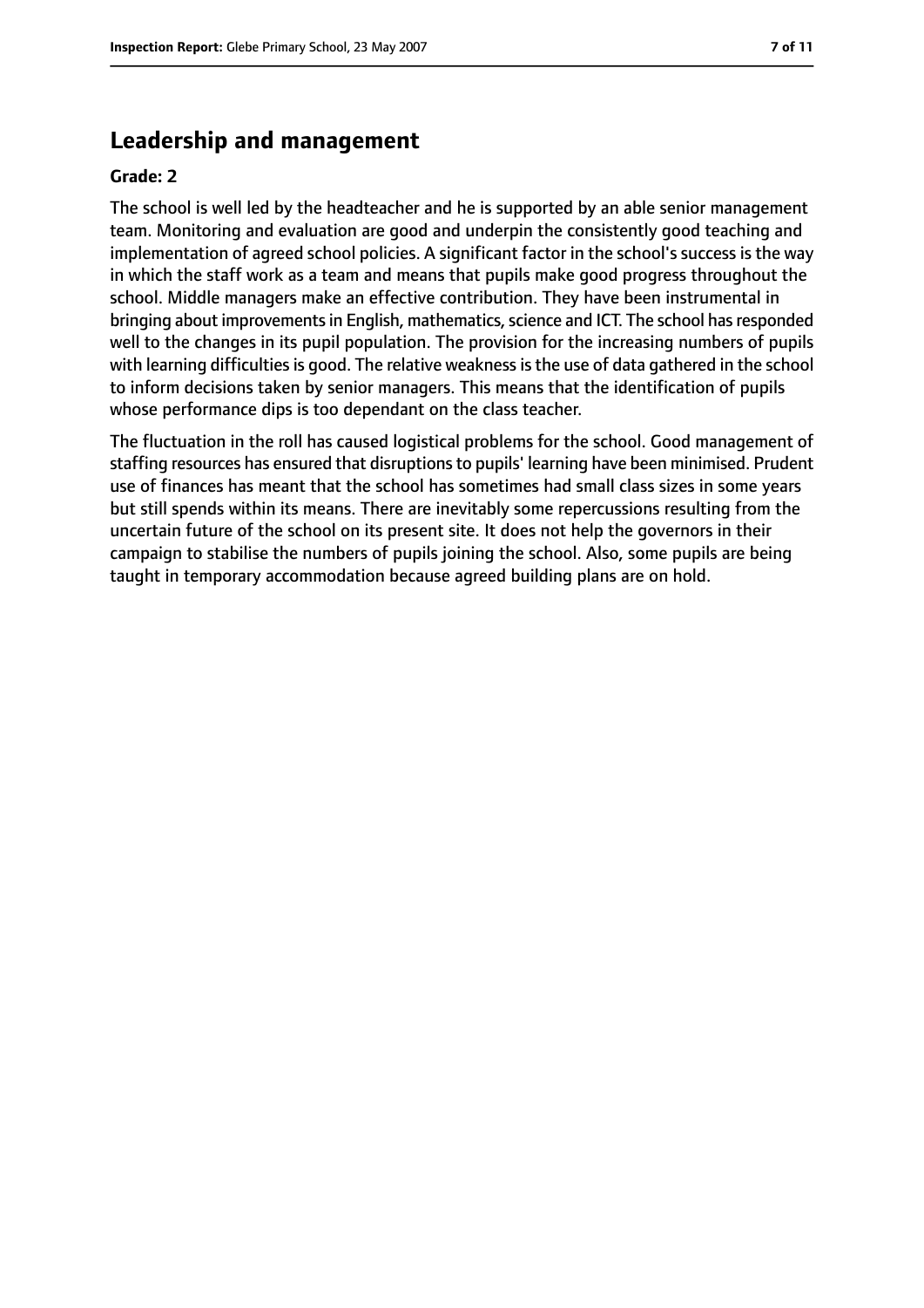## Leadership and management

**Grade: 2**

The school is well led by the headteacher and he is supported by an able senior management team. Monitoring and evaluation are good and underpin the consistently good teaching and implementation of agreed school policies. A significant factor in the school's success is the way in which the staff work as a team and means that pupils make good progress throughout the school. Middle managers make an effective contribution. They have been instrumental in bringing about improvements in English, mathematics, science and ICT. The school has responded well to the changes in its pupil population. The provision for the increasing numbers of pupils with learning difficulties is good. The relative weakness is the use of data gathered in the school to inform decisions taken by senior managers. This means that the identification of pupils whose performance dips is too dependant on the class teacher.

The fluctuation in the roll has caused logistical problems for the school. Good management of staffing resources has ensured that disruptions to pupils' learning have been minimised. Prudent use of finances has meant that the school has sometimes had small class sizes in some years but still spends within its means. There are inevitably some repercussions resulting from the uncertain future of the school on its present site. It does not help the governors in their campaign to stabilise the numbers of pupils joining the school. Also, some pupils are being taught in temporary accommodation because agreed building plans are on hold.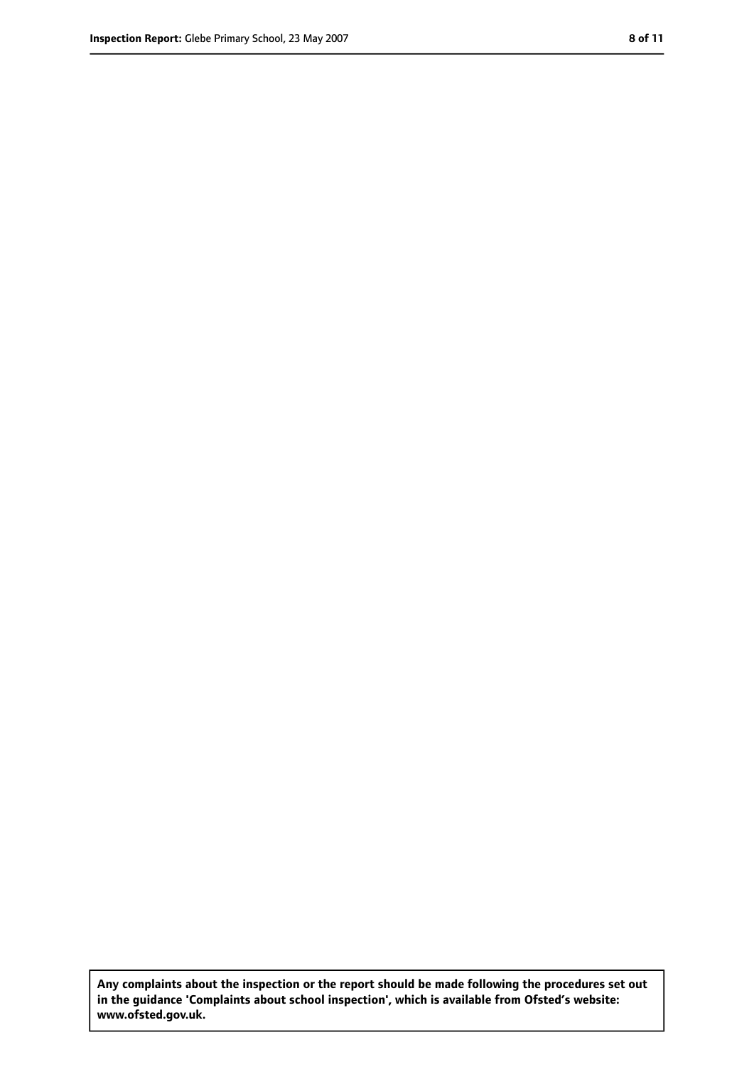**Any complaints about the inspection or the report should be made following the procedures set out in the guidance 'Complaints about school inspection', which is available from Ofsted's website: www.ofsted.gov.uk.**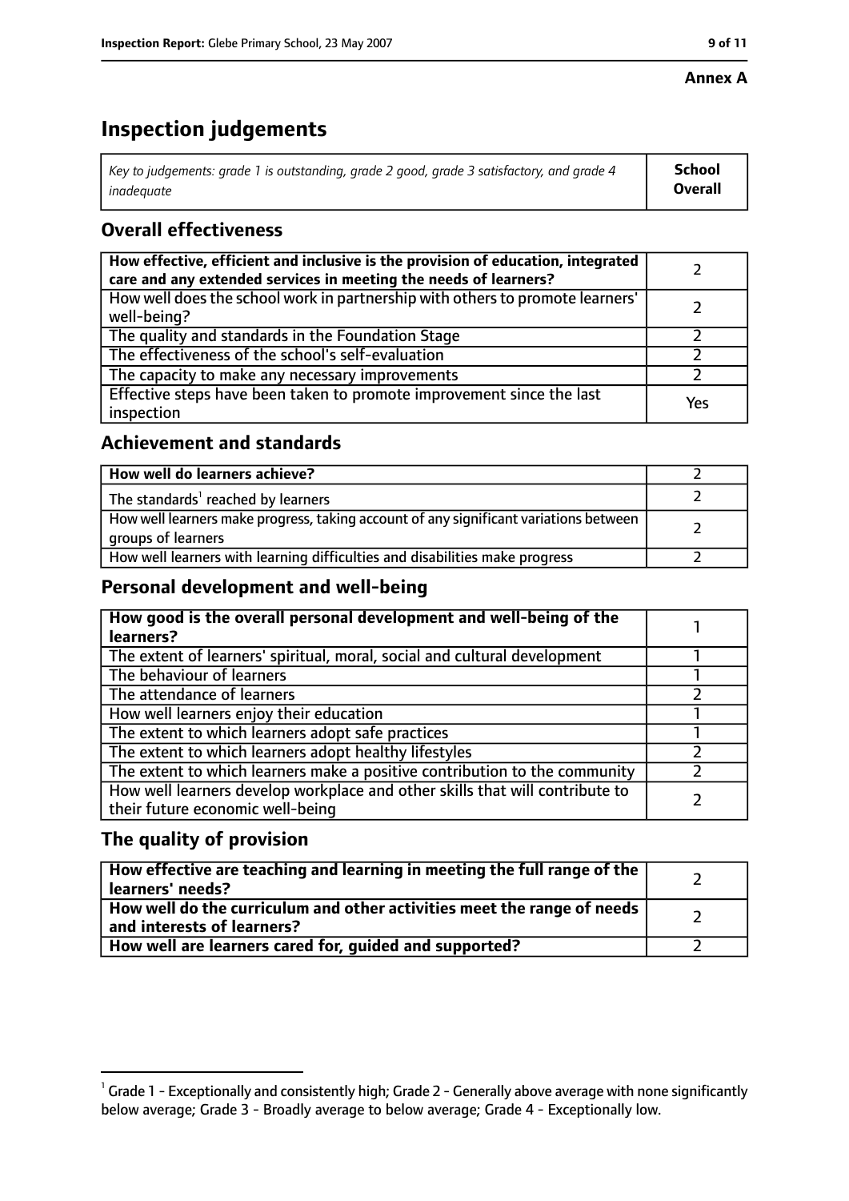**Annex A**

# Inspection judgements

| *Key to judgements: grade 1 is outstanding, grade 2 good, grade 3 satisfactory, and grade 4 inadequate* | **School Overall** |
|---|---|

## Overall effectiveness

| | |
|---|---|
| **How effective, efficient and inclusive is the provision of education, integrated care and any extended services in meeting the needs of learners?** | 2 |
| How well does the school work in partnership with others to promote learners' well-being? | 2 |
| The quality and standards in the Foundation Stage | 2 |
| The effectiveness of the school's self-evaluation | 2 |
| The capacity to make any necessary improvements | 2 |
| Effective steps have been taken to promote improvement since the last inspection | Yes |

## Achievement and standards

| | |
|---|---|
| **How well do learners achieve?** | 2 |
| The standards[1] reached by learners | 2 |
| How well learners make progress, taking account of any significant variations between groups of learners | 2 |
| How well learners with learning difficulties and disabilities make progress | 2 |

## Personal development and well-being

| | |
|---|---|
| **How good is the overall personal development and well-being of the learners?** | 1 |
| The extent of learners' spiritual, moral, social and cultural development | 1 |
| The behaviour of learners | 1 |
| The attendance of learners | 2 |
| How well learners enjoy their education | 1 |
| The extent to which learners adopt safe practices | 1 |
| The extent to which learners adopt healthy lifestyles | 2 |
| The extent to which learners make a positive contribution to the community | 2 |
| How well learners develop workplace and other skills that will contribute to their future economic well-being | 2 |

## The quality of provision

| | |
|---|---|
| **How effective are teaching and learning in meeting the full range of the learners' needs?** | 2 |
| **How well do the curriculum and other activities meet the range of needs and interests of learners?** | 2 |
| **How well are learners cared for, guided and supported?** | 2 |

[1] Grade 1 - Exceptionally and consistently high; Grade 2 - Generally above average with none significantly below average; Grade 3 - Broadly average to below average; Grade 4 - Exceptionally low.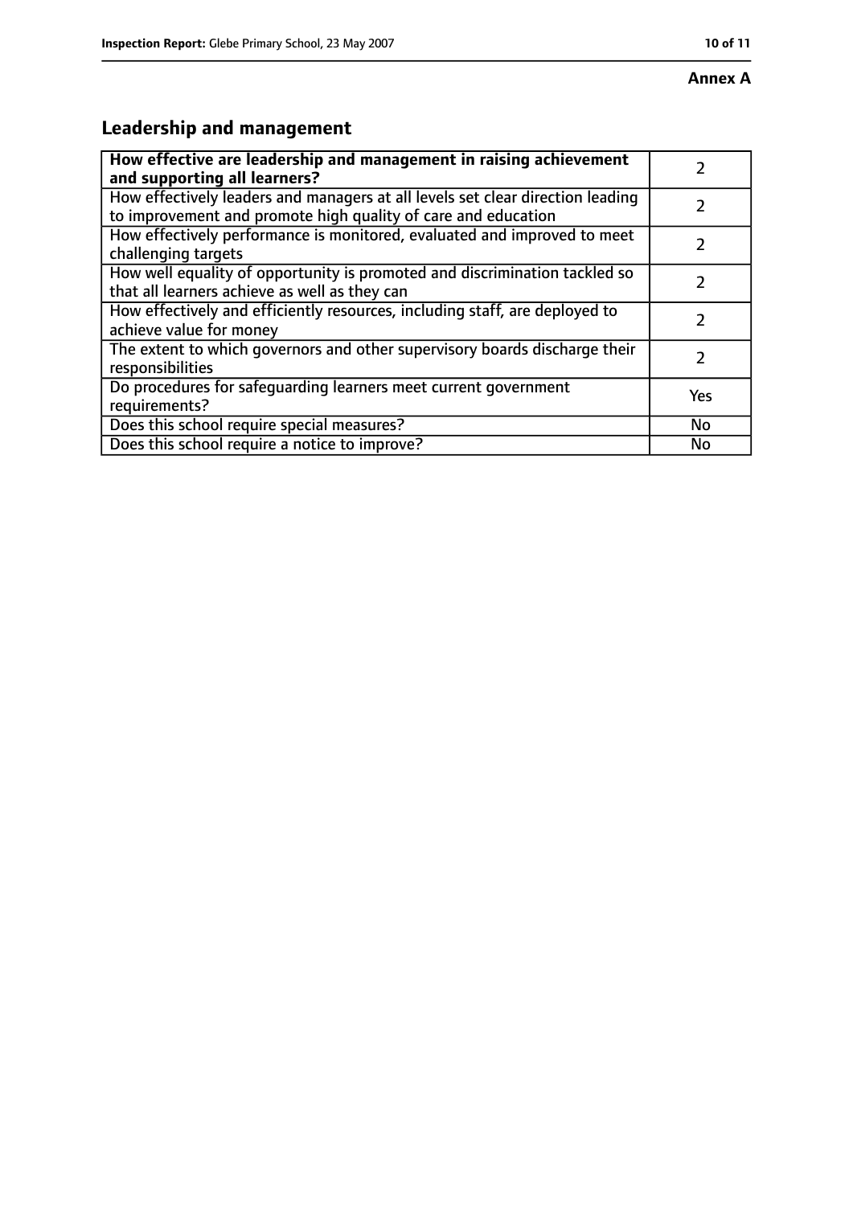**Annex A**

## Leadership and management

| **How effective are leadership and management in raising achievement and supporting all learners?** | 2 |
| --- | --- |
| How effectively leaders and managers at all levels set clear direction leading to improvement and promote high quality of care and education | 2 |
| How effectively performance is monitored, evaluated and improved to meet challenging targets | 2 |
| How well equality of opportunity is promoted and discrimination tackled so that all learners achieve as well as they can | 2 |
| How effectively and efficiently resources, including staff, are deployed to achieve value for money | 2 |
| The extent to which governors and other supervisory boards discharge their responsibilities | 2 |
| Do procedures for safeguarding learners meet current government requirements? | Yes |
| Does this school require special measures? | No |
| Does this school require a notice to improve? | No |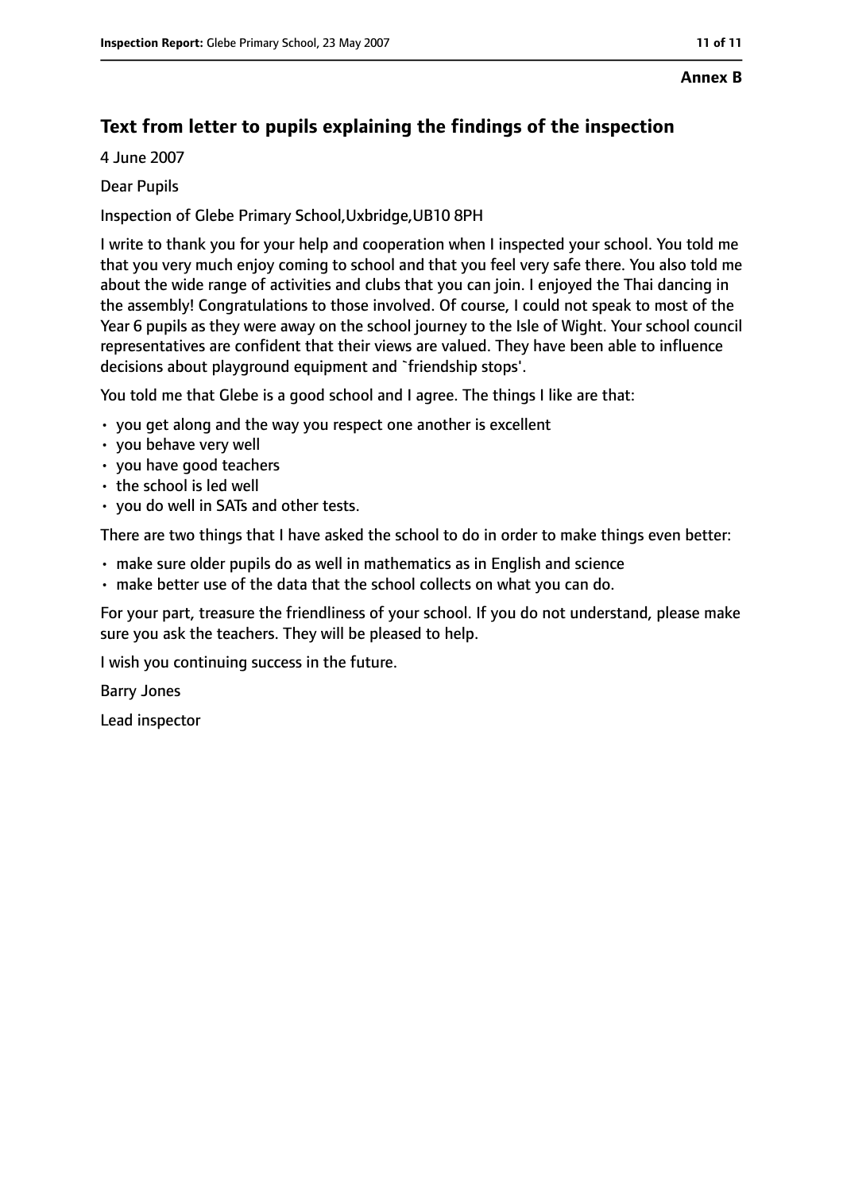**Annex B**

## Text from letter to pupils explaining the findings of the inspection

4 June 2007

Dear Pupils

Inspection of Glebe Primary School,Uxbridge,UB10 8PH

I write to thank you for your help and cooperation when I inspected your school. You told me that you very much enjoy coming to school and that you feel very safe there. You also told me about the wide range of activities and clubs that you can join. I enjoyed the Thai dancing in the assembly! Congratulations to those involved. Of course, I could not speak to most of the Year 6 pupils as they were away on the school journey to the Isle of Wight. Your school council representatives are confident that their views are valued. They have been able to influence decisions about playground equipment and `friendship stops'.

You told me that Glebe is a good school and I agree. The things I like are that:

- you get along and the way you respect one another is excellent
- you behave very well
- you have good teachers
- the school is led well
- you do well in SATs and other tests.

There are two things that I have asked the school to do in order to make things even better:

- make sure older pupils do as well in mathematics as in English and science
- make better use of the data that the school collects on what you can do.

For your part, treasure the friendliness of your school. If you do not understand, please make sure you ask the teachers. They will be pleased to help.

I wish you continuing success in the future.

Barry Jones

Lead inspector